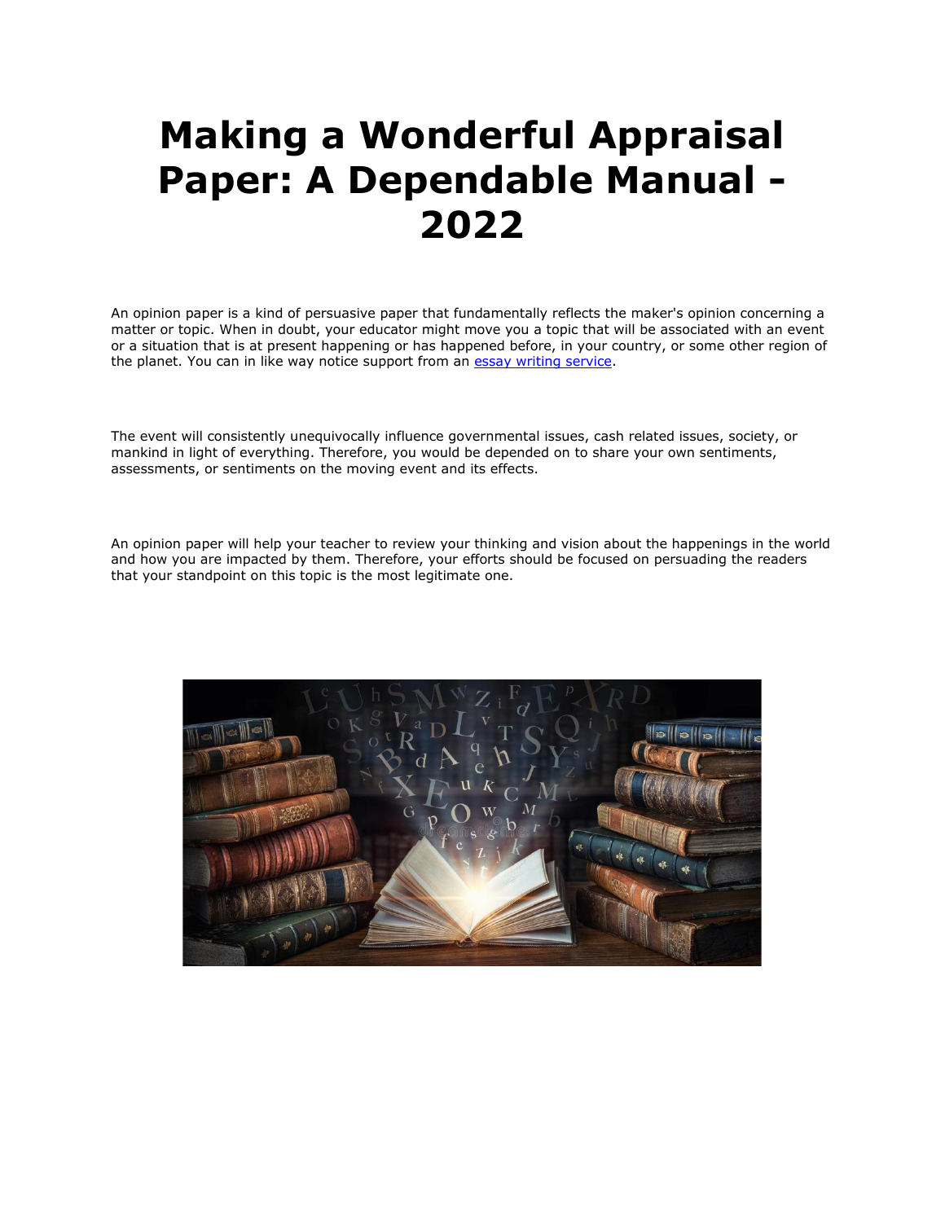# Making a Wonderful Appraisal Paper: A Dependable Manual - 2022

An opinion paper is a kind of persuasive paper that fundamentally reflects the maker's opinion concerning a matter or topic. When in doubt, your educator might move you a topic that will be associated with an event or a situation that is at present happening or has happened before, in your country, or some other region of the planet. You can in like way notice support from an [essay writing service](essay writing service).

The event will consistently unequivocally influence governmental issues, cash related issues, society, or mankind in light of everything. Therefore, you would be depended on to share your own sentiments, assessments, or sentiments on the moving event and its effects.

An opinion paper will help your teacher to review your thinking and vision about the happenings in the world and how you are impacted by them. Therefore, your efforts should be focused on persuading the readers that your standpoint on this topic is the most legitimate one.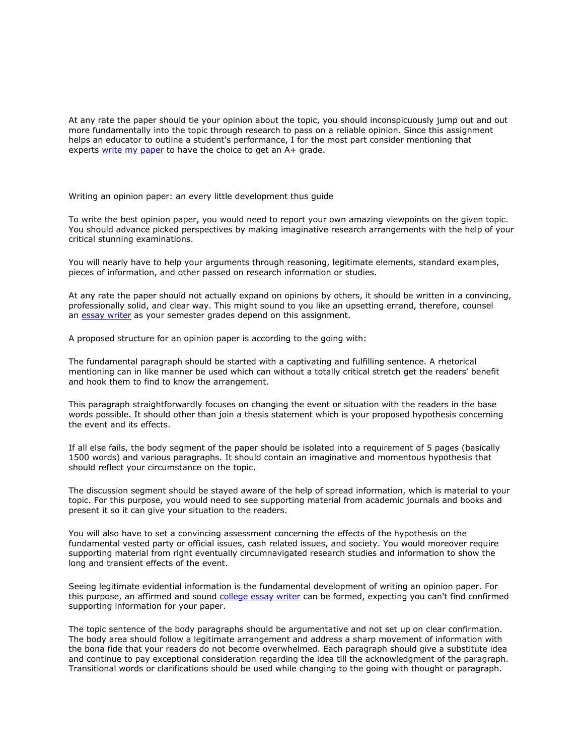At any rate the paper should tie your opinion about the topic, you should inconspicuously jump out and out more fundamentally into the topic through research to pass on a reliable opinion. Since this assignment helps an educator to outline a student's performance, I for the most part consider mentioning that experts [write my paper](#) to have the choice to get an A+ grade.

Writing an opinion paper: an every little development thus guide

To write the best opinion paper, you would need to report your own amazing viewpoints on the given topic. You should advance picked perspectives by making imaginative research arrangements with the help of your critical stunning examinations.

You will nearly have to help your arguments through reasoning, legitimate elements, standard examples, pieces of information, and other passed on research information or studies.

At any rate the paper should not actually expand on opinions by others, it should be written in a convincing, professionally solid, and clear way. This might sound to you like an upsetting errand, therefore, counsel an [essay writer](#) as your semester grades depend on this assignment.

A proposed structure for an opinion paper is according to the going with:

The fundamental paragraph should be started with a captivating and fulfilling sentence. A rhetorical mentioning can in like manner be used which can without a totally critical stretch get the readers' benefit and hook them to find to know the arrangement.

This paragraph straightforwardly focuses on changing the event or situation with the readers in the base words possible. It should other than join a thesis statement which is your proposed hypothesis concerning the event and its effects.

If all else fails, the body segment of the paper should be isolated into a requirement of 5 pages (basically 1500 words) and various paragraphs. It should contain an imaginative and momentous hypothesis that should reflect your circumstance on the topic.

The discussion segment should be stayed aware of the help of spread information, which is material to your topic. For this purpose, you would need to see supporting material from academic journals and books and present it so it can give your situation to the readers.

You will also have to set a convincing assessment concerning the effects of the hypothesis on the fundamental vested party or official issues, cash related issues, and society. You would moreover require supporting material from right eventually circumnavigated research studies and information to show the long and transient effects of the event.

Seeing legitimate evidential information is the fundamental development of writing an opinion paper. For this purpose, an affirmed and sound [college essay writer](#) can be formed, expecting you can't find confirmed supporting information for your paper.

The topic sentence of the body paragraphs should be argumentative and not set up on clear confirmation. The body area should follow a legitimate arrangement and address a sharp movement of information with the bona fide that your readers do not become overwhelmed. Each paragraph should give a substitute idea and continue to pay exceptional consideration regarding the idea till the acknowledgment of the paragraph. Transitional words or clarifications should be used while changing to the going with thought or paragraph.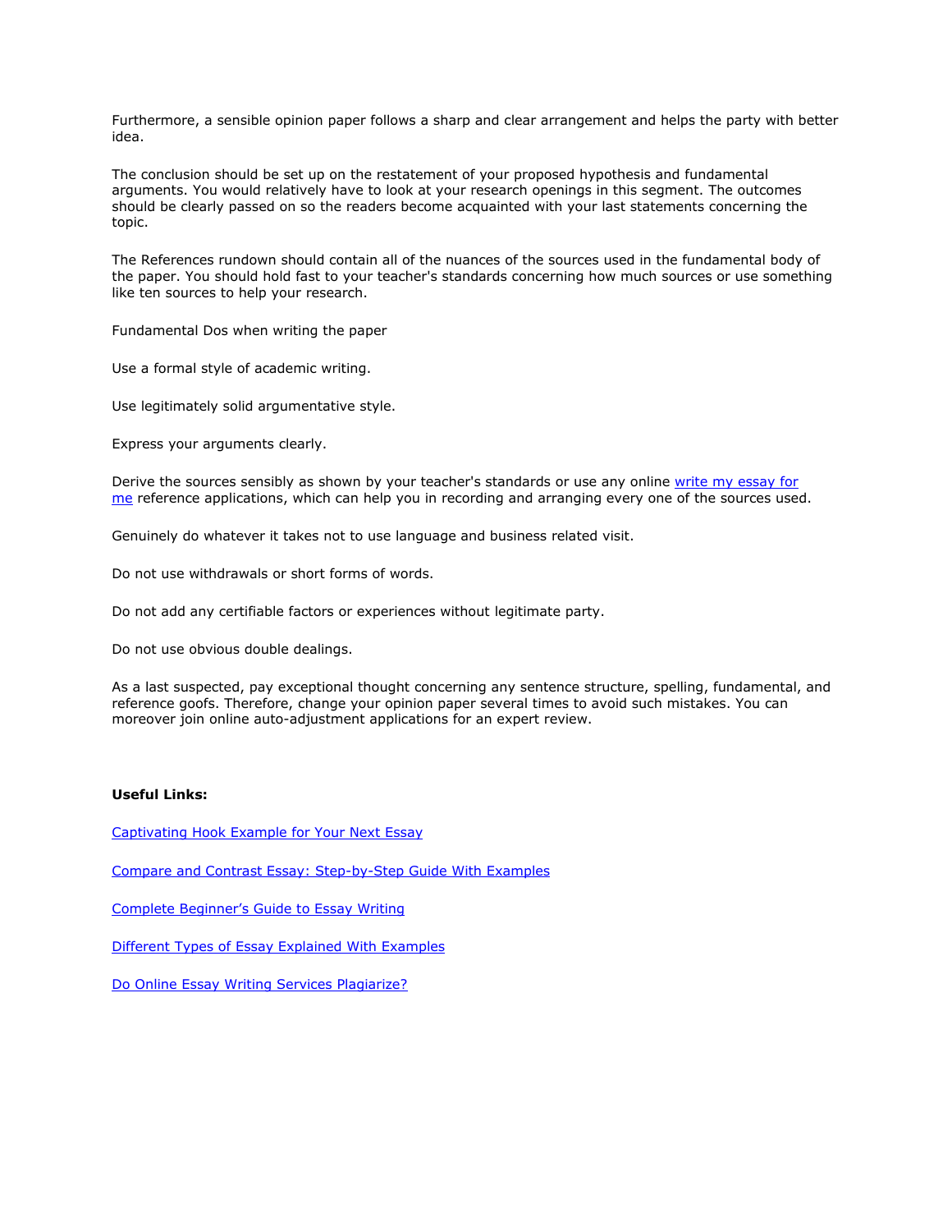Furthermore, a sensible opinion paper follows a sharp and clear arrangement and helps the party with better idea.

The conclusion should be set up on the restatement of your proposed hypothesis and fundamental arguments. You would relatively have to look at your research openings in this segment. The outcomes should be clearly passed on so the readers become acquainted with your last statements concerning the topic.

The References rundown should contain all of the nuances of the sources used in the fundamental body of the paper. You should hold fast to your teacher's standards concerning how much sources or use something like ten sources to help your research.

Fundamental Dos when writing the paper

Use a formal style of academic writing.

Use legitimately solid argumentative style.

Express your arguments clearly.

Derive the sources sensibly as shown by your teacher's standards or use any online [write my essay for me]() reference applications, which can help you in recording and arranging every one of the sources used.

Genuinely do whatever it takes not to use language and business related visit.

Do not use withdrawals or short forms of words.

Do not add any certifiable factors or experiences without legitimate party.

Do not use obvious double dealings.

As a last suspected, pay exceptional thought concerning any sentence structure, spelling, fundamental, and reference goofs. Therefore, change your opinion paper several times to avoid such mistakes. You can moreover join online auto-adjustment applications for an expert review.

**Useful Links:**

[Captivating Hook Example for Your Next Essay]()

[Compare and Contrast Essay: Step-by-Step Guide With Examples]()

[Complete Beginner's Guide to Essay Writing]()

[Different Types of Essay Explained With Examples]()

[Do Online Essay Writing Services Plagiarize?]()